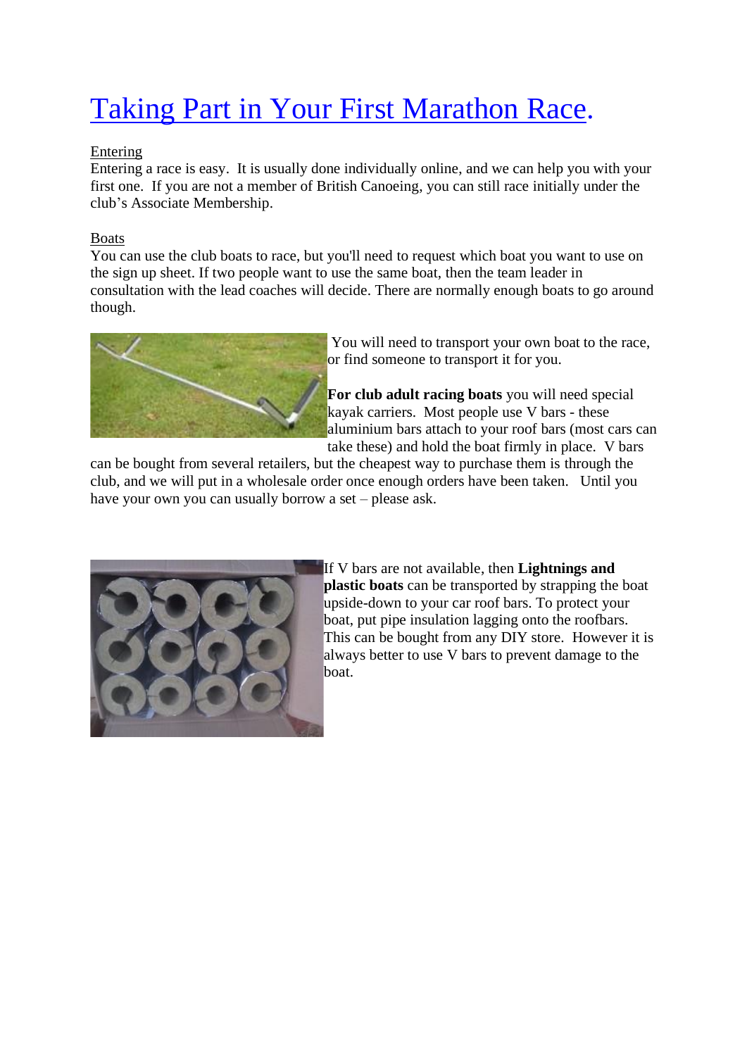# Taking Part in Your First Marathon Race.

Entering

Entering a race is easy. It is usually done individually online, and we can help you with your first one. If you are not a member of British Canoeing, you can still race initially under the club's Associate Membership.

Boats

You can use the club boats to race, but you'll need to request which boat you want to use on the sign up sheet. If two people want to use the same boat, then the team leader in consultation with the lead coaches will decide. There are normally enough boats to go around though.

You will need to transport your own boat to the race, or find someone to transport it for you.

**For club adult racing boats** you will need special kayak carriers. Most people use V bars - these aluminium bars attach to your roof bars (most cars can take these) and hold the boat firmly in place. V bars can be bought from several retailers, but the cheapest way to purchase them is through the club, and we will put in a wholesale order once enough orders have been taken. Until you have your own you can usually borrow a set – please ask.

If V bars are not available, then **Lightnings and plastic boats** can be transported by strapping the boat upside-down to your car roof bars. To protect your boat, put pipe insulation lagging onto the roofbars. This can be bought from any DIY store. However it is always better to use V bars to prevent damage to the boat.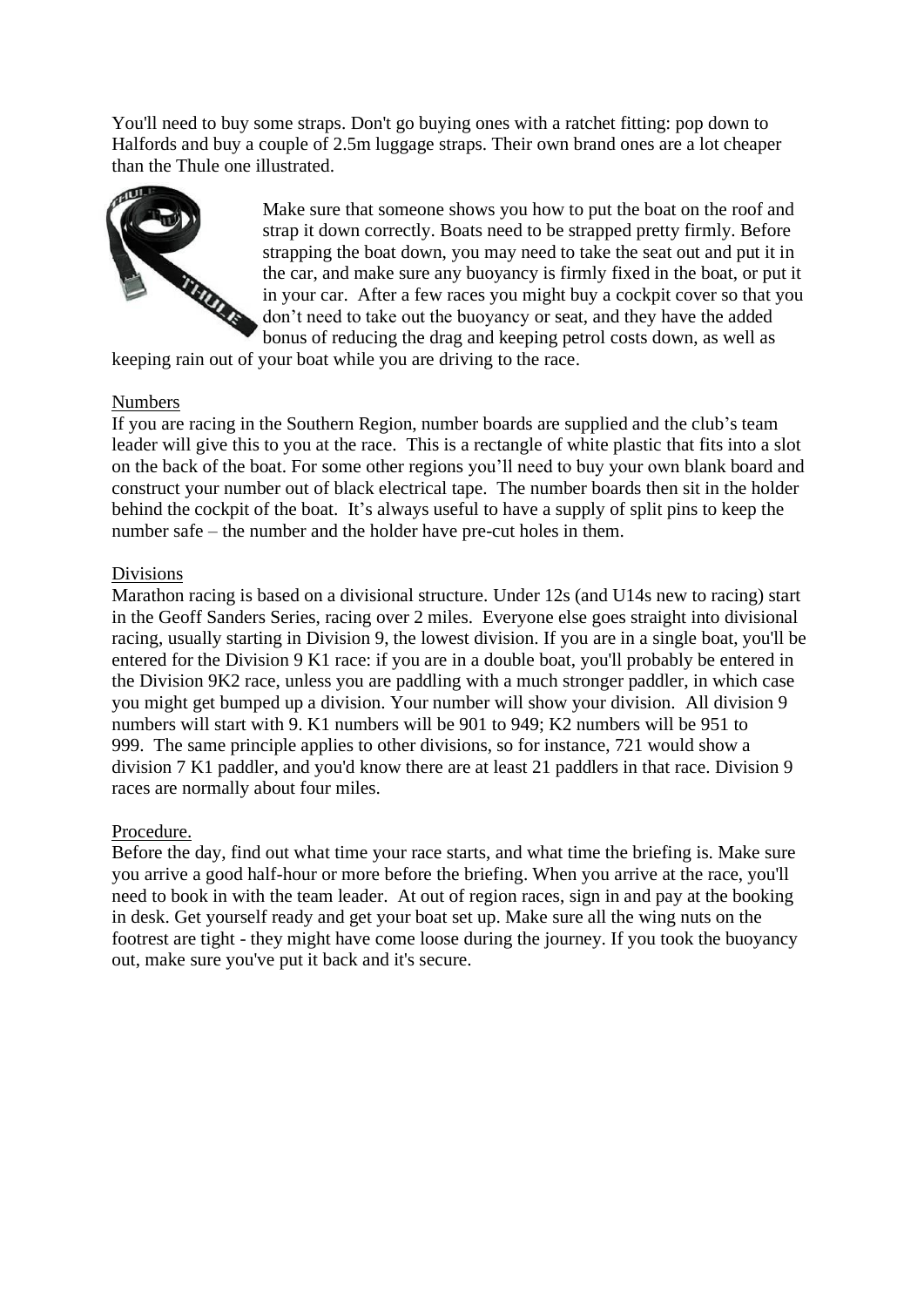You'll need to buy some straps. Don't go buying ones with a ratchet fitting: pop down to Halfords and buy a couple of 2.5m luggage straps. Their own brand ones are a lot cheaper than the Thule one illustrated.

Make sure that someone shows you how to put the boat on the roof and strap it down correctly. Boats need to be strapped pretty firmly. Before strapping the boat down, you may need to take the seat out and put it in the car, and make sure any buoyancy is firmly fixed in the boat, or put it in your car. After a few races you might buy a cockpit cover so that you don't need to take out the buoyancy or seat, and they have the added bonus of reducing the drag and keeping petrol costs down, as well as keeping rain out of your boat while you are driving to the race.

## Numbers

If you are racing in the Southern Region, number boards are supplied and the club's team leader will give this to you at the race. This is a rectangle of white plastic that fits into a slot on the back of the boat. For some other regions you'll need to buy your own blank board and construct your number out of black electrical tape. The number boards then sit in the holder behind the cockpit of the boat. It's always useful to have a supply of split pins to keep the number safe – the number and the holder have pre-cut holes in them.

## Divisions

Marathon racing is based on a divisional structure. Under 12s (and U14s new to racing) start in the Geoff Sanders Series, racing over 2 miles. Everyone else goes straight into divisional racing, usually starting in Division 9, the lowest division. If you are in a single boat, you'll be entered for the Division 9 K1 race: if you are in a double boat, you'll probably be entered in the Division 9K2 race, unless you are paddling with a much stronger paddler, in which case you might get bumped up a division. Your number will show your division. All division 9 numbers will start with 9. K1 numbers will be 901 to 949; K2 numbers will be 951 to 999. The same principle applies to other divisions, so for instance, 721 would show a division 7 K1 paddler, and you'd know there are at least 21 paddlers in that race. Division 9 races are normally about four miles.

## Procedure.

Before the day, find out what time your race starts, and what time the briefing is. Make sure you arrive a good half-hour or more before the briefing. When you arrive at the race, you'll need to book in with the team leader. At out of region races, sign in and pay at the booking in desk. Get yourself ready and get your boat set up. Make sure all the wing nuts on the footrest are tight - they might have come loose during the journey. If you took the buoyancy out, make sure you've put it back and it's secure.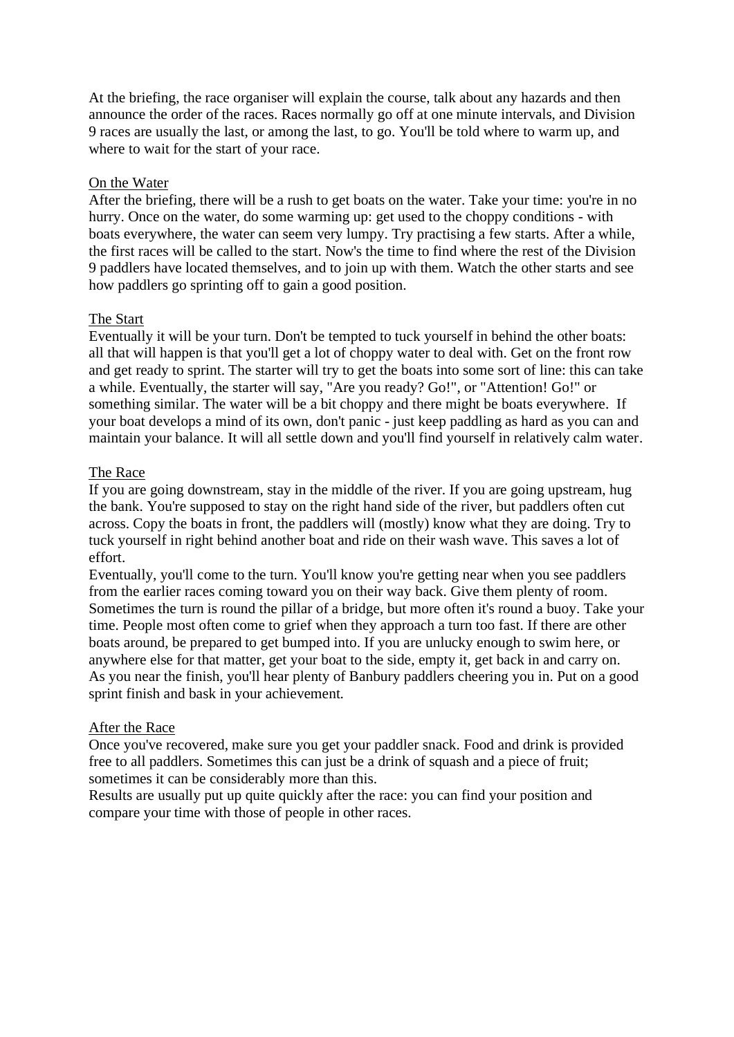At the briefing, the race organiser will explain the course, talk about any hazards and then announce the order of the races. Races normally go off at one minute intervals, and Division 9 races are usually the last, or among the last, to go. You'll be told where to warm up, and where to wait for the start of your race.

<u>On the Water</u>

After the briefing, there will be a rush to get boats on the water. Take your time: you're in no hurry. Once on the water, do some warming up: get used to the choppy conditions - with boats everywhere, the water can seem very lumpy. Try practising a few starts. After a while, the first races will be called to the start. Now's the time to find where the rest of the Division 9 paddlers have located themselves, and to join up with them. Watch the other starts and see how paddlers go sprinting off to gain a good position.

<u>The Start</u>

Eventually it will be your turn. Don't be tempted to tuck yourself in behind the other boats: all that will happen is that you'll get a lot of choppy water to deal with. Get on the front row and get ready to sprint. The starter will try to get the boats into some sort of line: this can take a while. Eventually, the starter will say, "Are you ready? Go!", or "Attention! Go!" or something similar. The water will be a bit choppy and there might be boats everywhere. If your boat develops a mind of its own, don't panic - just keep paddling as hard as you can and maintain your balance. It will all settle down and you'll find yourself in relatively calm water.

<u>The Race</u>

If you are going downstream, stay in the middle of the river. If you are going upstream, hug the bank. You're supposed to stay on the right hand side of the river, but paddlers often cut across. Copy the boats in front, the paddlers will (mostly) know what they are doing. Try to tuck yourself in right behind another boat and ride on their wash wave. This saves a lot of effort.

Eventually, you'll come to the turn. You'll know you're getting near when you see paddlers from the earlier races coming toward you on their way back. Give them plenty of room. Sometimes the turn is round the pillar of a bridge, but more often it's round a buoy. Take your time. People most often come to grief when they approach a turn too fast. If there are other boats around, be prepared to get bumped into. If you are unlucky enough to swim here, or anywhere else for that matter, get your boat to the side, empty it, get back in and carry on. As you near the finish, you'll hear plenty of Banbury paddlers cheering you in. Put on a good sprint finish and bask in your achievement.

<u>After the Race</u>

Once you've recovered, make sure you get your paddler snack. Food and drink is provided free to all paddlers. Sometimes this can just be a drink of squash and a piece of fruit; sometimes it can be considerably more than this.

Results are usually put up quite quickly after the race: you can find your position and compare your time with those of people in other races.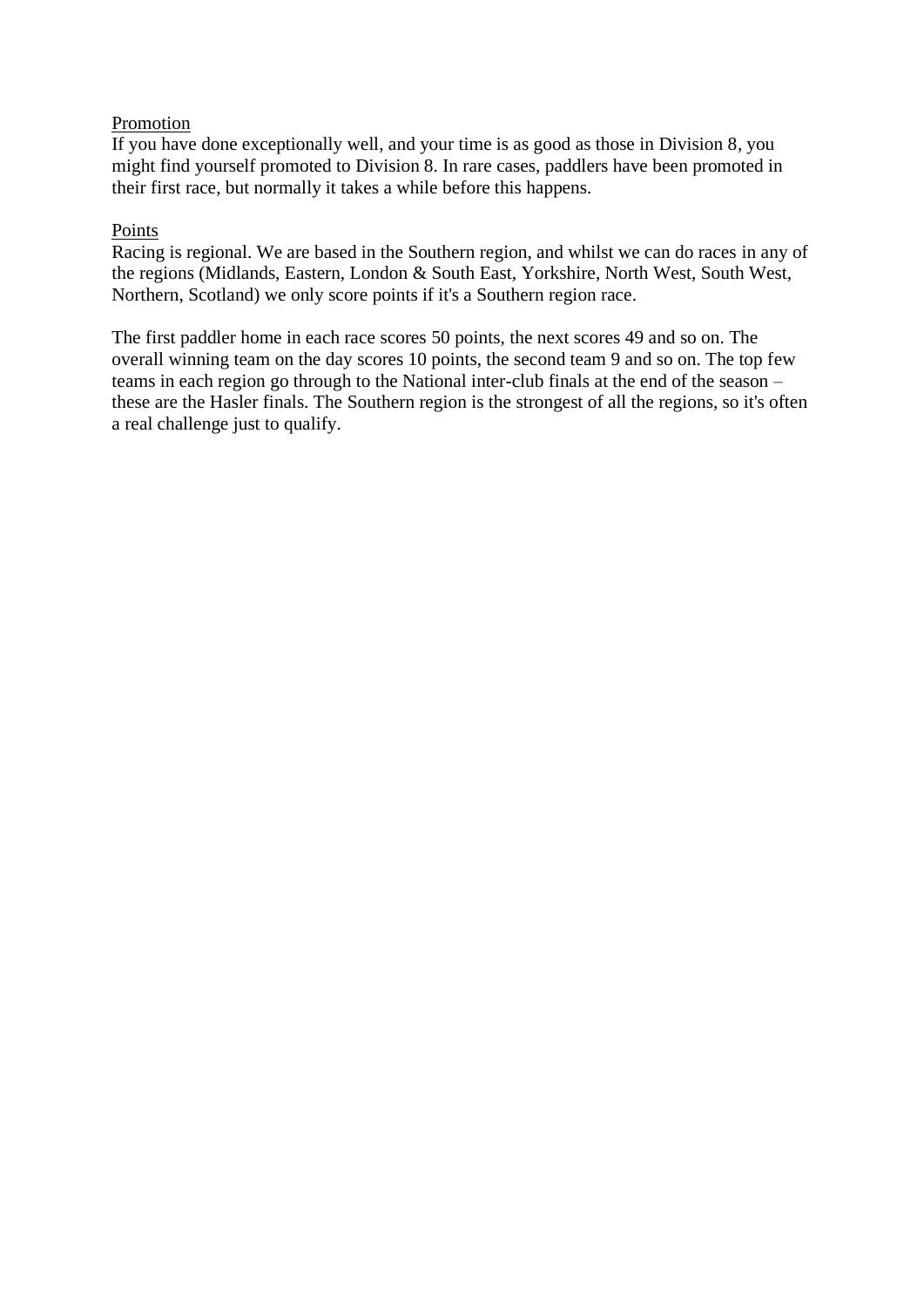<u>Promotion</u>

If you have done exceptionally well, and your time is as good as those in Division 8, you might find yourself promoted to Division 8. In rare cases, paddlers have been promoted in their first race, but normally it takes a while before this happens.

<u>Points</u>

Racing is regional. We are based in the Southern region, and whilst we can do races in any of the regions (Midlands, Eastern, London & South East, Yorkshire, North West, South West, Northern, Scotland) we only score points if it's a Southern region race.

The first paddler home in each race scores 50 points, the next scores 49 and so on. The overall winning team on the day scores 10 points, the second team 9 and so on. The top few teams in each region go through to the National inter-club finals at the end of the season – these are the Hasler finals. The Southern region is the strongest of all the regions, so it's often a real challenge just to qualify.